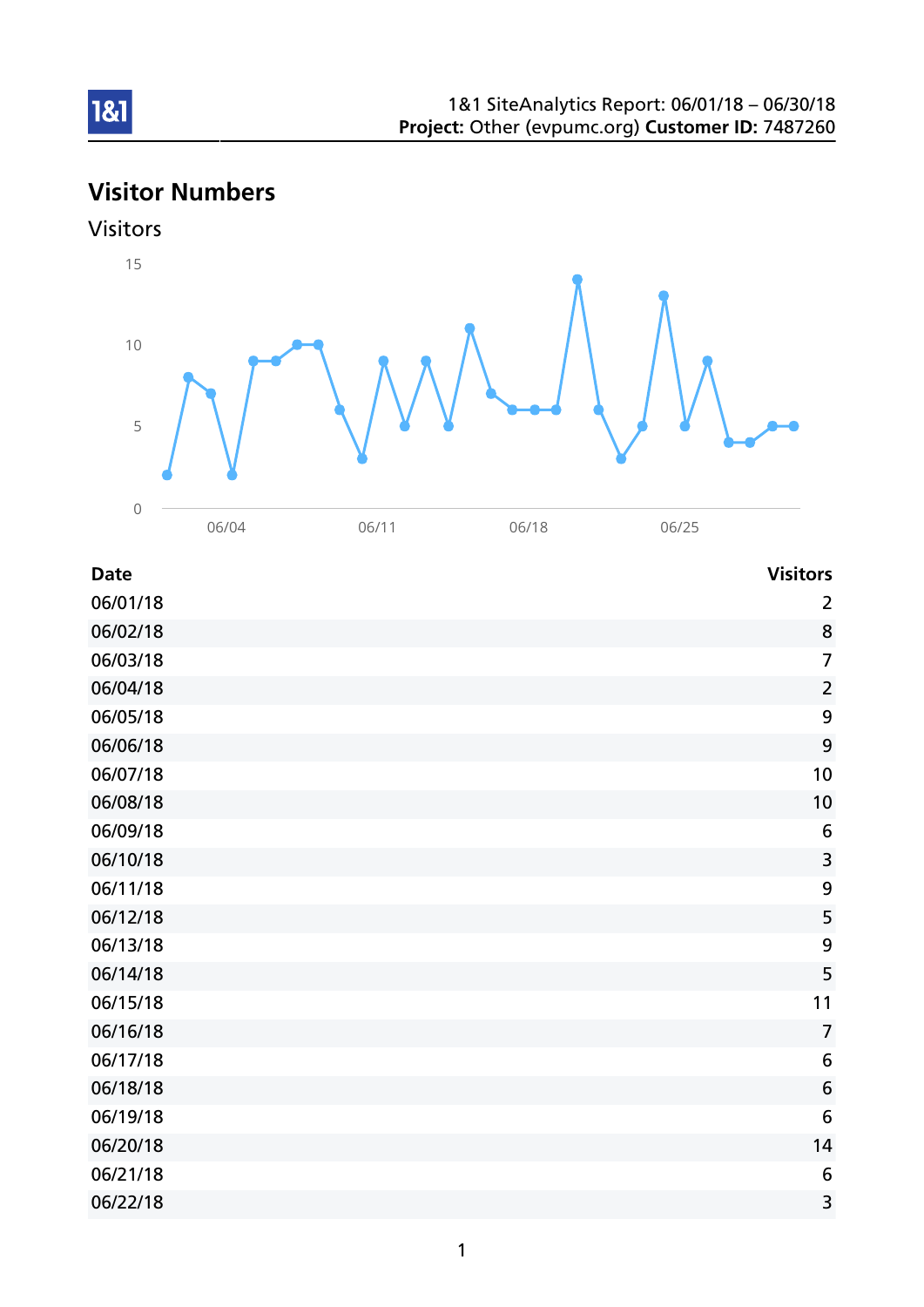1&1 SiteAnalytics Report: 06/01/18 – 06/30/18
**Project:** Other (evpumc.org) **Customer ID:** 7487260

# Visitor Numbers

## Visitors

| Date | Visitors |
|---|---|
| 06/01/18 | 2 |
| 06/02/18 | 8 |
| 06/03/18 | 7 |
| 06/04/18 | 2 |
| 06/05/18 | 9 |
| 06/06/18 | 9 |
| 06/07/18 | 10 |
| 06/08/18 | 10 |
| 06/09/18 | 6 |
| 06/10/18 | 3 |
| 06/11/18 | 9 |
| 06/12/18 | 5 |
| 06/13/18 | 9 |
| 06/14/18 | 5 |
| 06/15/18 | 11 |
| 06/16/18 | 7 |
| 06/17/18 | 6 |
| 06/18/18 | 6 |
| 06/19/18 | 6 |
| 06/20/18 | 14 |
| 06/21/18 | 6 |
| 06/22/18 | 3 |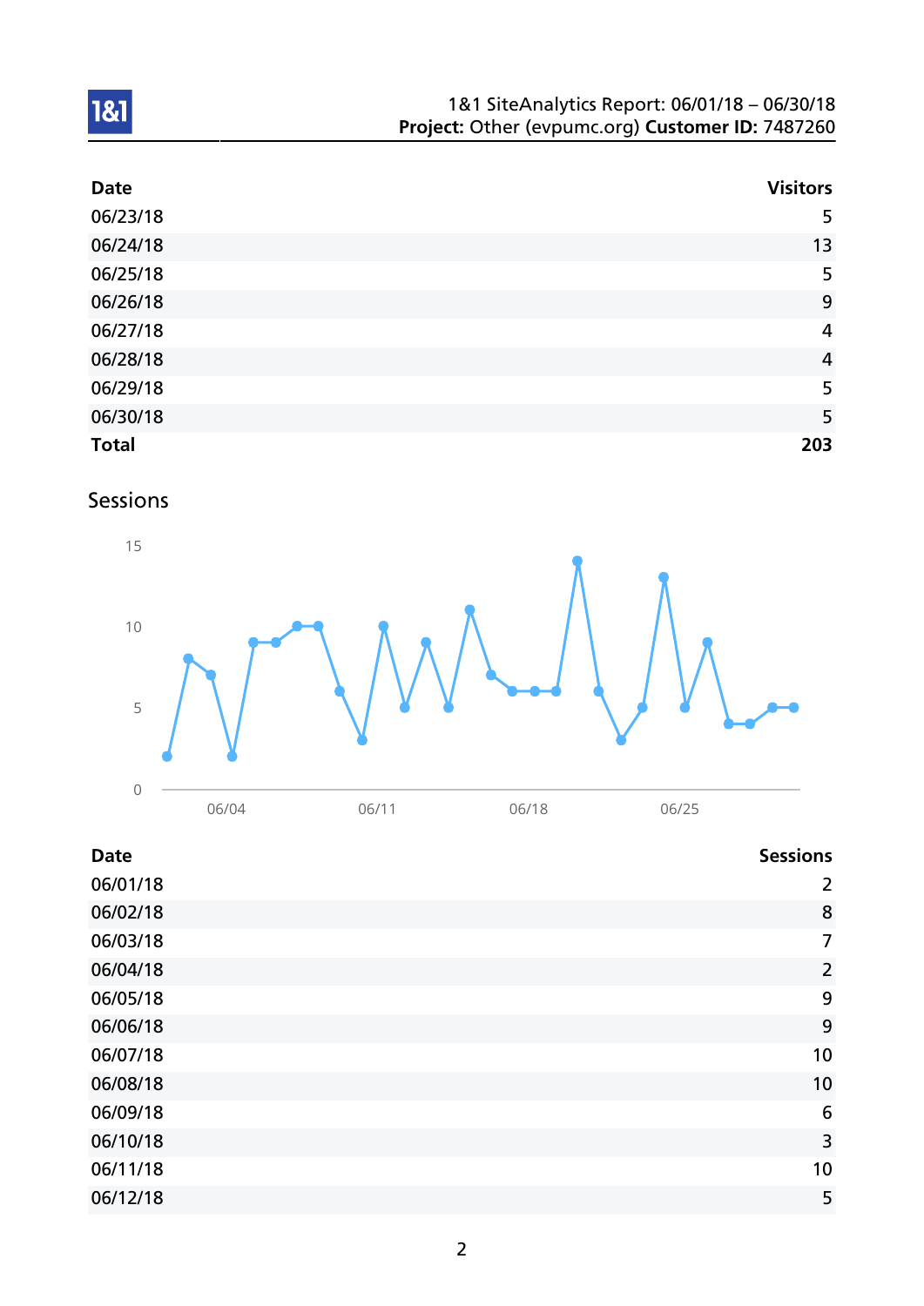| Date | Visitors |
| --- | --- |
| 06/23/18 | 5 |
| 06/24/18 | 13 |
| 06/25/18 | 5 |
| 06/26/18 | 9 |
| 06/27/18 | 4 |
| 06/28/18 | 4 |
| 06/29/18 | 5 |
| 06/30/18 | 5 |
| **Total** | **203** |

## Sessions

| Date | Sessions |
| --- | --- |
| 06/01/18 | 2 |
| 06/02/18 | 8 |
| 06/03/18 | 7 |
| 06/04/18 | 2 |
| 06/05/18 | 9 |
| 06/06/18 | 9 |
| 06/07/18 | 10 |
| 06/08/18 | 10 |
| 06/09/18 | 6 |
| 06/10/18 | 3 |
| 06/11/18 | 10 |
| 06/12/18 | 5 |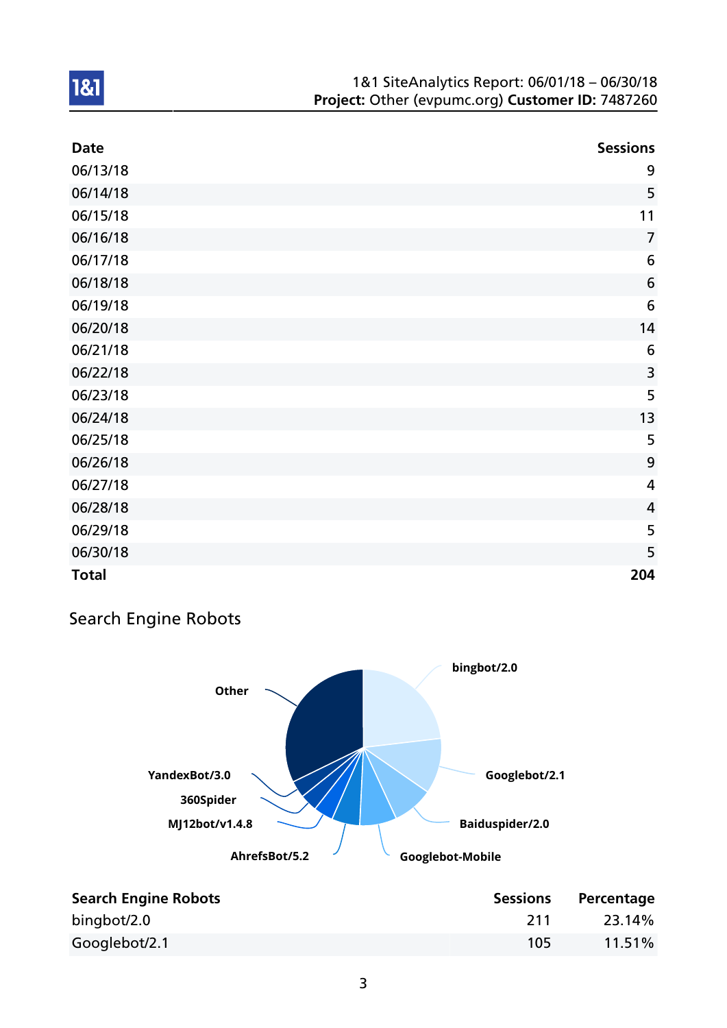| Date | Sessions |
|---|---|
| 06/13/18 | 9 |
| 06/14/18 | 5 |
| 06/15/18 | 11 |
| 06/16/18 | 7 |
| 06/17/18 | 6 |
| 06/18/18 | 6 |
| 06/19/18 | 6 |
| 06/20/18 | 14 |
| 06/21/18 | 6 |
| 06/22/18 | 3 |
| 06/23/18 | 5 |
| 06/24/18 | 13 |
| 06/25/18 | 5 |
| 06/26/18 | 9 |
| 06/27/18 | 4 |
| 06/28/18 | 4 |
| 06/29/18 | 5 |
| 06/30/18 | 5 |
| **Total** | **204** |

## Search Engine Robots

| Search Engine Robots | Sessions | Percentage |
|---|---|---|
| bingbot/2.0 | 211 | 23.14% |
| Googlebot/2.1 | 105 | 11.51% |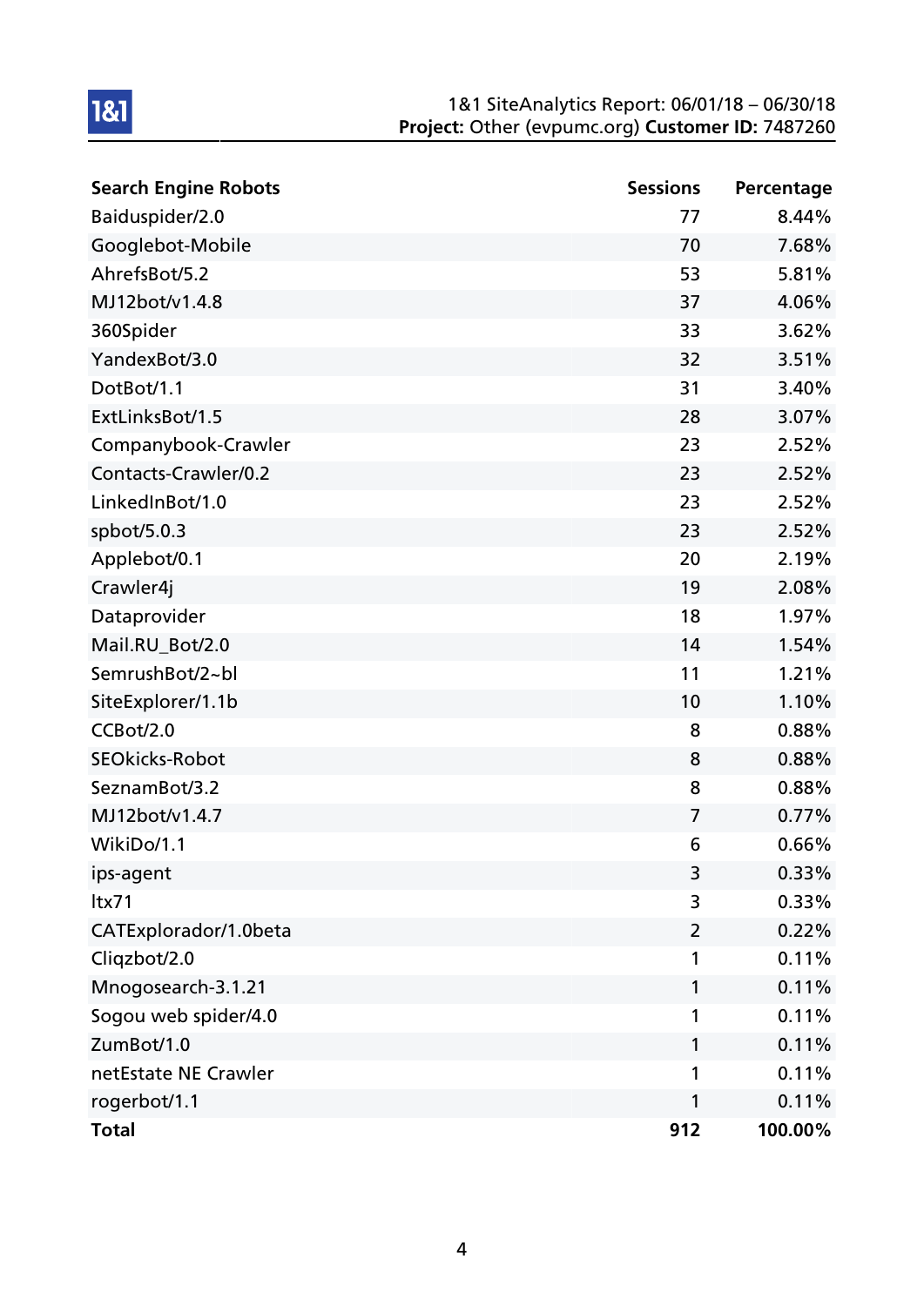| Search Engine Robots | Sessions | Percentage |
| --- | --- | --- |
| Baiduspider/2.0 | 77 | 8.44% |
| Googlebot-Mobile | 70 | 7.68% |
| AhrefsBot/5.2 | 53 | 5.81% |
| MJ12bot/v1.4.8 | 37 | 4.06% |
| 360Spider | 33 | 3.62% |
| YandexBot/3.0 | 32 | 3.51% |
| DotBot/1.1 | 31 | 3.40% |
| ExtLinksBot/1.5 | 28 | 3.07% |
| Companybook-Crawler | 23 | 2.52% |
| Contacts-Crawler/0.2 | 23 | 2.52% |
| LinkedInBot/1.0 | 23 | 2.52% |
| spbot/5.0.3 | 23 | 2.52% |
| Applebot/0.1 | 20 | 2.19% |
| Crawler4j | 19 | 2.08% |
| Dataprovider | 18 | 1.97% |
| Mail.RU_Bot/2.0 | 14 | 1.54% |
| SemrushBot/2~bl | 11 | 1.21% |
| SiteExplorer/1.1b | 10 | 1.10% |
| CCBot/2.0 | 8 | 0.88% |
| SEOkicks-Robot | 8 | 0.88% |
| SeznamBot/3.2 | 8 | 0.88% |
| MJ12bot/v1.4.7 | 7 | 0.77% |
| WikiDo/1.1 | 6 | 0.66% |
| ips-agent | 3 | 0.33% |
| ltx71 | 3 | 0.33% |
| CATExplorador/1.0beta | 2 | 0.22% |
| Cliqzbot/2.0 | 1 | 0.11% |
| Mnogosearch-3.1.21 | 1 | 0.11% |
| Sogou web spider/4.0 | 1 | 0.11% |
| ZumBot/1.0 | 1 | 0.11% |
| netEstate NE Crawler | 1 | 0.11% |
| rogerbot/1.1 | 1 | 0.11% |
| **Total** | **912** | **100.00%** |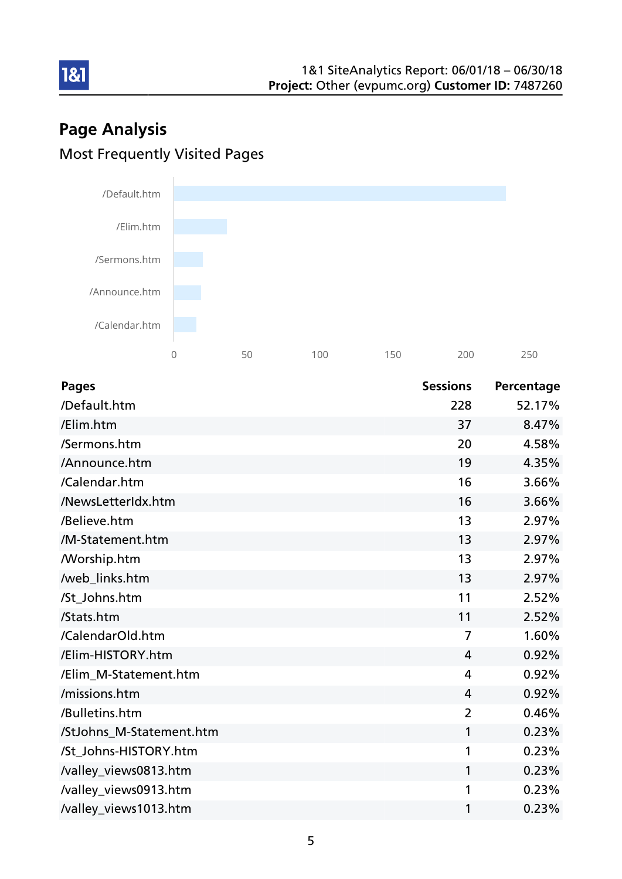# Page Analysis

## Most Frequently Visited Pages

| Pages | Sessions | Percentage |
|---|---|---|
| /Default.htm | 228 | 52.17% |
| /Elim.htm | 37 | 8.47% |
| /Sermons.htm | 20 | 4.58% |
| /Announce.htm | 19 | 4.35% |
| /Calendar.htm | 16 | 3.66% |
| /NewsLetterIdx.htm | 16 | 3.66% |
| /Believe.htm | 13 | 2.97% |
| /M-Statement.htm | 13 | 2.97% |
| /Worship.htm | 13 | 2.97% |
| /web_links.htm | 13 | 2.97% |
| /St_Johns.htm | 11 | 2.52% |
| /Stats.htm | 11 | 2.52% |
| /CalendarOld.htm | 7 | 1.60% |
| /Elim-HISTORY.htm | 4 | 0.92% |
| /Elim_M-Statement.htm | 4 | 0.92% |
| /missions.htm | 4 | 0.92% |
| /Bulletins.htm | 2 | 0.46% |
| /StJohns_M-Statement.htm | 1 | 0.23% |
| /St_Johns-HISTORY.htm | 1 | 0.23% |
| /valley_views0813.htm | 1 | 0.23% |
| /valley_views0913.htm | 1 | 0.23% |
| /valley_views1013.htm | 1 | 0.23% |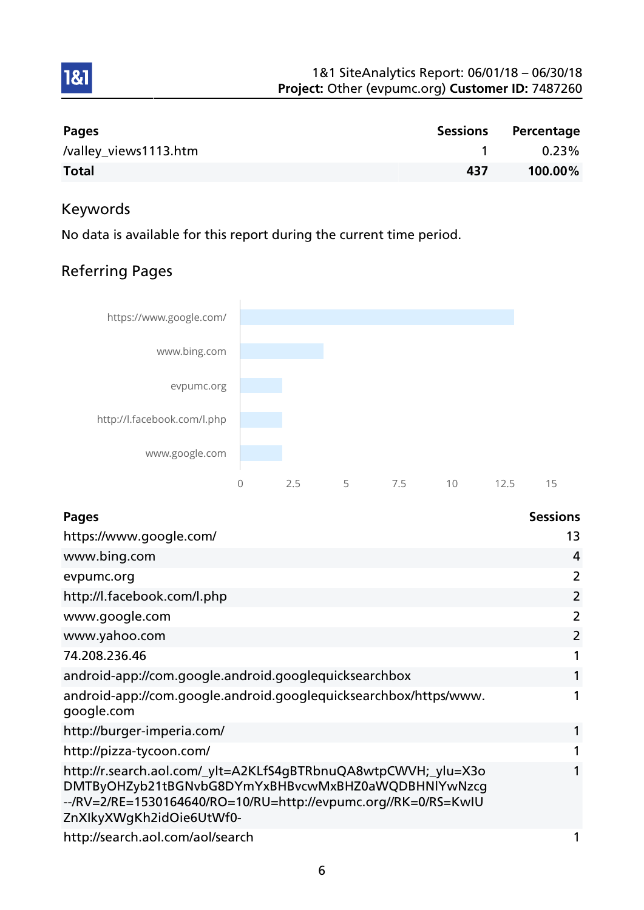| Pages | Sessions | Percentage |
|---|---|---|
| /valley_views1113.htm | 1 | 0.23% |
| **Total** | **437** | **100.00%** |

## Keywords

No data is available for this report during the current time period.

## Referring Pages

| Pages | Sessions |
|---|---|
| https://www.google.com/ | 13 |
| www.bing.com | 4 |
| evpumc.org | 2 |
| http://l.facebook.com/l.php | 2 |
| www.google.com | 2 |
| www.yahoo.com | 2 |
| 74.208.236.46 | 1 |
| android-app://com.google.android.googlequicksearchbox | 1 |
| android-app://com.google.android.googlequicksearchbox/https/www.google.com | 1 |
| http://burger-imperia.com/ | 1 |
| http://pizza-tycoon.com/ | 1 |
| http://r.search.aol.com/_ylt=A2KLfS4gBTRbnuQA8wtpCWVH;_ylu=X3oDMTByOHZyb21tBGNvbG8DYmYxBHBvcwMxBHZ0aWQDBHNlYwNzcg--/RV=2/RE=1530164640/RO=10/RU=http://evpumc.org//RK=0/RS=KwIUZnXIkyXWgKh2idOie6UtWf0- | 1 |
| http://search.aol.com/aol/search | 1 |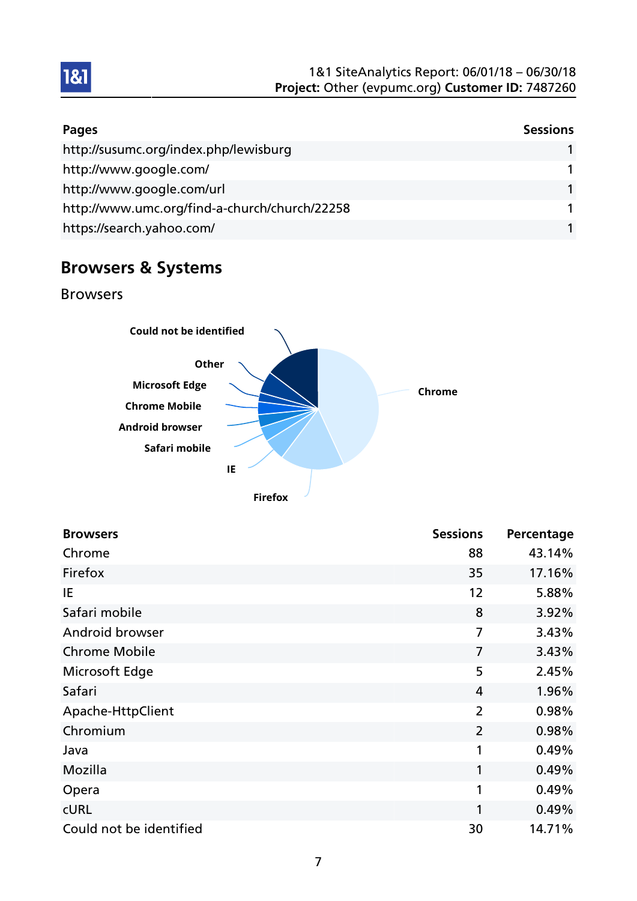| Pages | Sessions |
| --- | --- |
| http://susumc.org/index.php/lewisburg | 1 |
| http://www.google.com/ | 1 |
| http://www.google.com/url | 1 |
| http://www.umc.org/find-a-church/church/22258 | 1 |
| https://search.yahoo.com/ | 1 |

## Browsers & Systems

### Browsers

| Browsers | Sessions | Percentage |
| --- | --- | --- |
| Chrome | 88 | 43.14% |
| Firefox | 35 | 17.16% |
| IE | 12 | 5.88% |
| Safari mobile | 8 | 3.92% |
| Android browser | 7 | 3.43% |
| Chrome Mobile | 7 | 3.43% |
| Microsoft Edge | 5 | 2.45% |
| Safari | 4 | 1.96% |
| Apache-HttpClient | 2 | 0.98% |
| Chromium | 2 | 0.98% |
| Java | 1 | 0.49% |
| Mozilla | 1 | 0.49% |
| Opera | 1 | 0.49% |
| cURL | 1 | 0.49% |
| Could not be identified | 30 | 14.71% |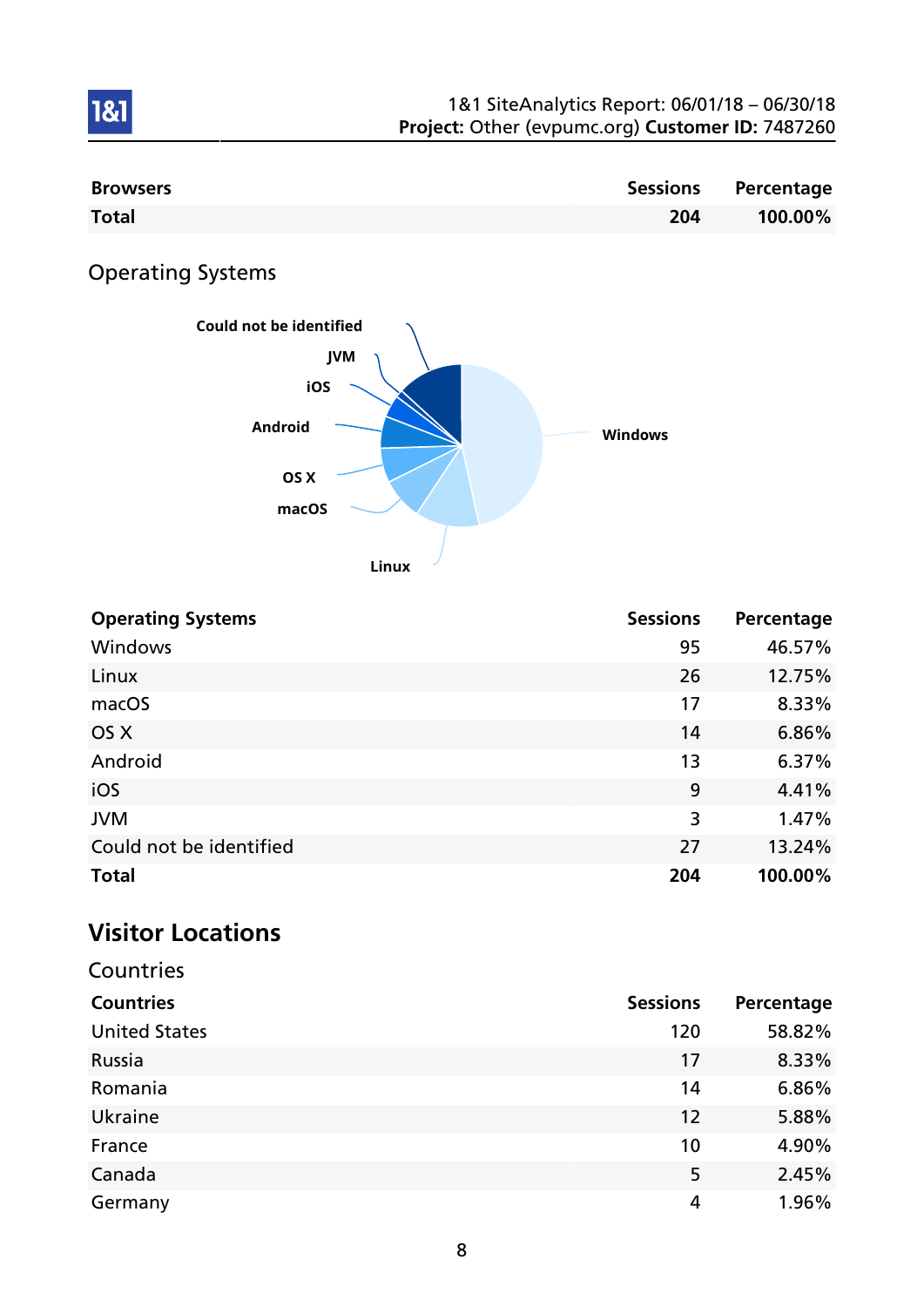| Browsers | Sessions | Percentage |
|---|---|---|
| **Total** | **204** | **100.00%** |

## Operating Systems

| Operating Systems | Sessions | Percentage |
|---|---|---|
| Windows | 95 | 46.57% |
| Linux | 26 | 12.75% |
| macOS | 17 | 8.33% |
| OS X | 14 | 6.86% |
| Android | 13 | 6.37% |
| iOS | 9 | 4.41% |
| JVM | 3 | 1.47% |
| Could not be identified | 27 | 13.24% |
| **Total** | **204** | **100.00%** |

# Visitor Locations

## Countries

| Countries | Sessions | Percentage |
|---|---|---|
| United States | 120 | 58.82% |
| Russia | 17 | 8.33% |
| Romania | 14 | 6.86% |
| Ukraine | 12 | 5.88% |
| France | 10 | 4.90% |
| Canada | 5 | 2.45% |
| Germany | 4 | 1.96% |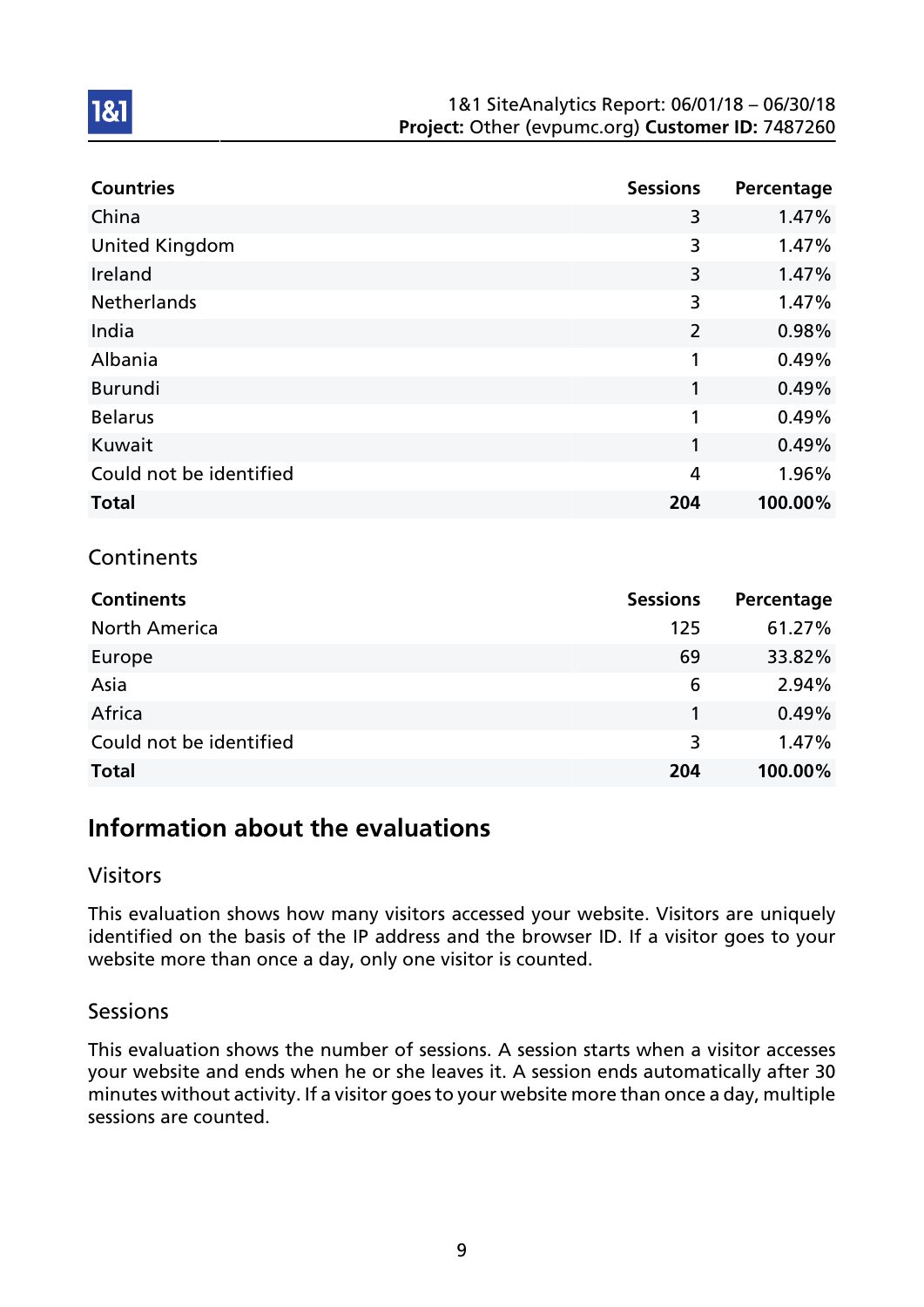| Countries | Sessions | Percentage |
|---|---|---|
| China | 3 | 1.47% |
| United Kingdom | 3 | 1.47% |
| Ireland | 3 | 1.47% |
| Netherlands | 3 | 1.47% |
| India | 2 | 0.98% |
| Albania | 1 | 0.49% |
| Burundi | 1 | 0.49% |
| Belarus | 1 | 0.49% |
| Kuwait | 1 | 0.49% |
| Could not be identified | 4 | 1.96% |
| **Total** | **204** | **100.00%** |

### Continents

| Continents | Sessions | Percentage |
|---|---|---|
| North America | 125 | 61.27% |
| Europe | 69 | 33.82% |
| Asia | 6 | 2.94% |
| Africa | 1 | 0.49% |
| Could not be identified | 3 | 1.47% |
| **Total** | **204** | **100.00%** |

## Information about the evaluations

### Visitors

This evaluation shows how many visitors accessed your website. Visitors are uniquely identified on the basis of the IP address and the browser ID. If a visitor goes to your website more than once a day, only one visitor is counted.

### Sessions

This evaluation shows the number of sessions. A session starts when a visitor accesses your website and ends when he or she leaves it. A session ends automatically after 30 minutes without activity. If a visitor goes to your website more than once a day, multiple sessions are counted.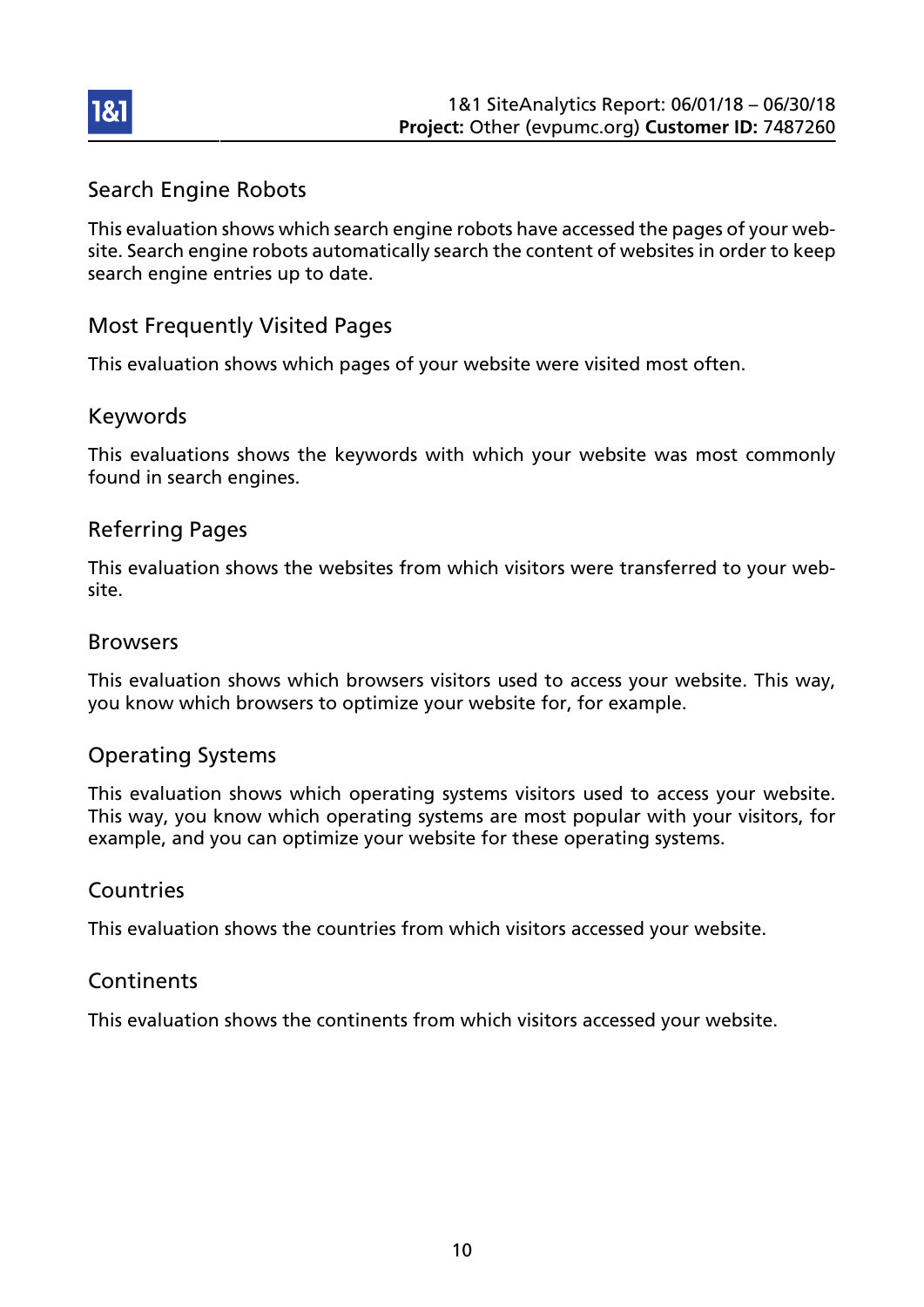## Search Engine Robots

This evaluation shows which search engine robots have accessed the pages of your website. Search engine robots automatically search the content of websites in order to keep search engine entries up to date.

## Most Frequently Visited Pages

This evaluation shows which pages of your website were visited most often.

## Keywords

This evaluations shows the keywords with which your website was most commonly found in search engines.

## Referring Pages

This evaluation shows the websites from which visitors were transferred to your website.

## Browsers

This evaluation shows which browsers visitors used to access your website. This way, you know which browsers to optimize your website for, for example.

## Operating Systems

This evaluation shows which operating systems visitors used to access your website. This way, you know which operating systems are most popular with your visitors, for example, and you can optimize your website for these operating systems.

## Countries

This evaluation shows the countries from which visitors accessed your website.

## Continents

This evaluation shows the continents from which visitors accessed your website.